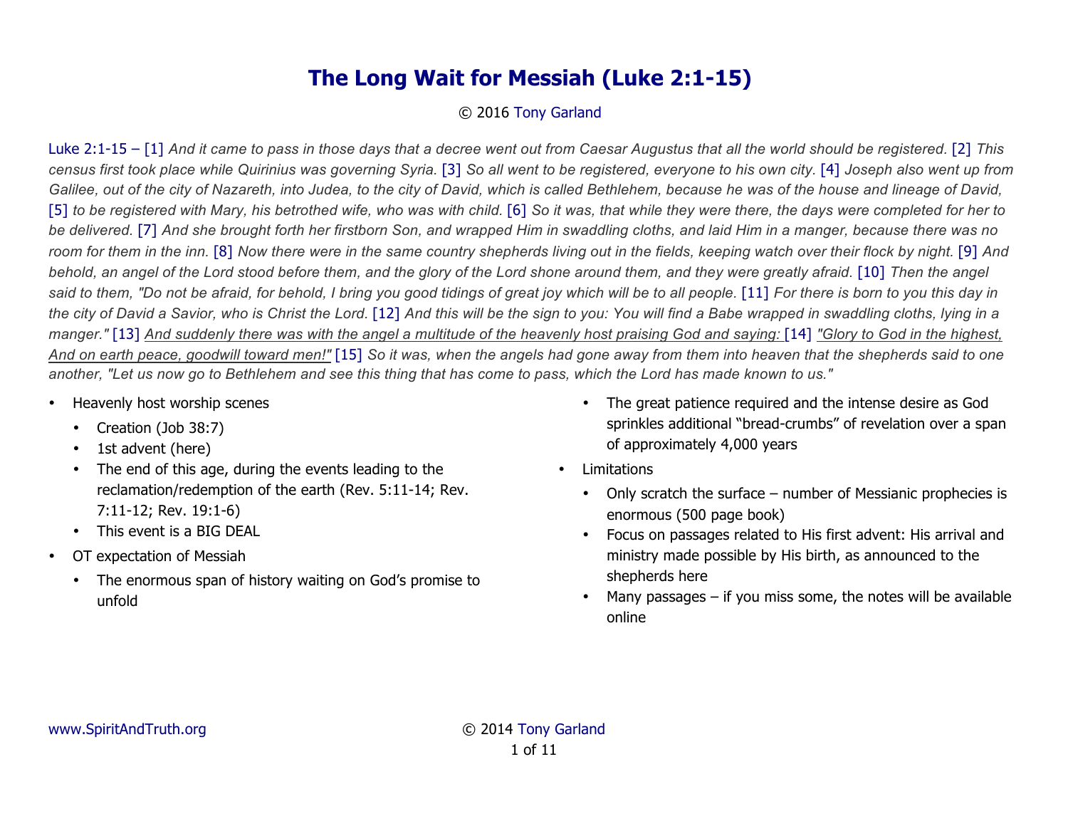# The Long Wait for Messiah (Luke 2:1-15)

© 2016 Tony Garland

Luke 2:1-15 – [1] *And it came to pass in those days that a decree went out from Caesar Augustus that all the world should be registered.* [2] *This census first took place while Quirinius was governing Syria.* [3] *So all went to be registered, everyone to his own city.* [4] *Joseph also went up from Galilee, out of the city of Nazareth, into Judea, to the city of David, which is called Bethlehem, because he was of the house and lineage of David,* [5] *to be registered with Mary, his betrothed wife, who was with child.* [6] *So it was, that while they were there, the days were completed for her to be delivered.* [7] *And she brought forth her firstborn Son, and wrapped Him in swaddling cloths, and laid Him in a manger, because there was no room for them in the inn.* [8] *Now there were in the same country shepherds living out in the fields, keeping watch over their flock by night.* [9] *And behold, an angel of the Lord stood before them, and the glory of the Lord shone around them, and they were greatly afraid.* [10] *Then the angel said to them, "Do not be afraid, for behold, I bring you good tidings of great joy which will be to all people.* [11] *For there is born to you this day in the city of David a Savior, who is Christ the Lord.* [12] *And this will be the sign to you: You will find a Babe wrapped in swaddling cloths, lying in a manger."* [13] <u>*And suddenly there was with the angel a multitude of the heavenly host praising God and saying:*</u> [14] <u>*"Glory to God in the highest, And on earth peace, goodwill toward men!"*</u> [15] *So it was, when the angels had gone away from them into heaven that the shepherds said to one another, "Let us now go to Bethlehem and see this thing that has come to pass, which the Lord has made known to us."*

- Heavenly host worship scenes
  - Creation (Job 38:7)
  - 1st advent (here)
  - The end of this age, during the events leading to the reclamation/redemption of the earth (Rev. 5:11-14; Rev. 7:11-12; Rev. 19:1-6)
  - This event is a BIG DEAL
- OT expectation of Messiah
  - The enormous span of history waiting on God's promise to unfold
  - The great patience required and the intense desire as God sprinkles additional "bread-crumbs" of revelation over a span of approximately 4,000 years
- Limitations
  - Only scratch the surface – number of Messianic prophecies is enormous (500 page book)
  - Focus on passages related to His first advent: His arrival and ministry made possible by His birth, as announced to the shepherds here
  - Many passages – if you miss some, the notes will be available online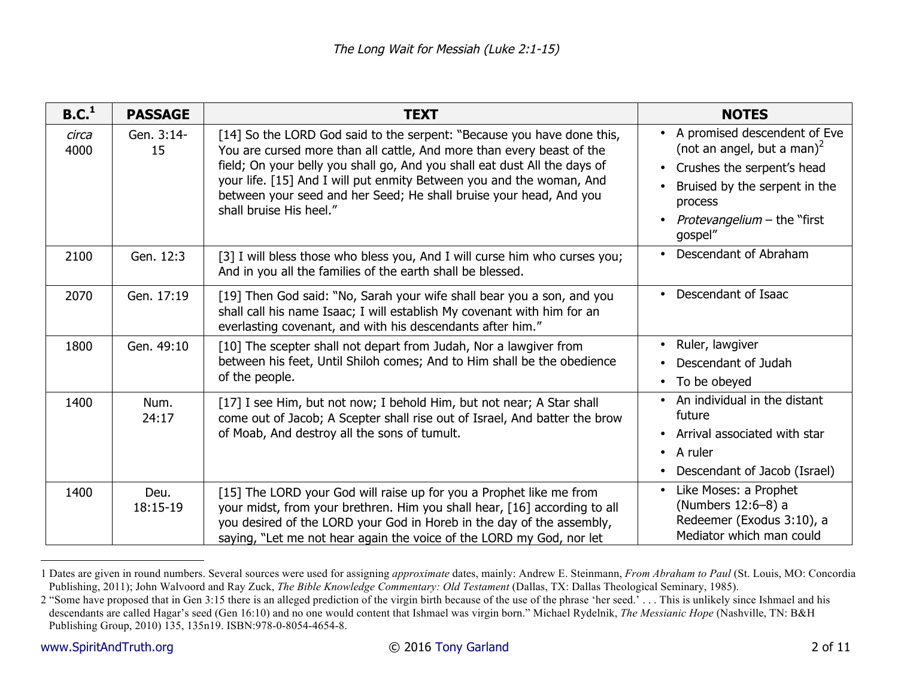| B.C.[1] | PASSAGE | TEXT | NOTES |
|---|---|---|---|
| *circa* 4000 | Gen. 3:14-15 | [14] So the LORD God said to the serpent: "Because you have done this, You are cursed more than all cattle, And more than every beast of the field; On your belly you shall go, And you shall eat dust All the days of your life. [15] And I will put enmity Between you and the woman, And between your seed and her Seed; He shall bruise your head, And you shall bruise His heel." | • A promised descendent of Eve (not an angel, but a man)[2] <br> • Crushes the serpent's head <br> • Bruised by the serpent in the process <br> • *Protevangelium* – the "first gospel" |
| 2100 | Gen. 12:3 | [3] I will bless those who bless you, And I will curse him who curses you; And in you all the families of the earth shall be blessed. | • Descendant of Abraham |
| 2070 | Gen. 17:19 | [19] Then God said: "No, Sarah your wife shall bear you a son, and you shall call his name Isaac; I will establish My covenant with him for an everlasting covenant, and with his descendants after him." | • Descendant of Isaac |
| 1800 | Gen. 49:10 | [10] The scepter shall not depart from Judah, Nor a lawgiver from between his feet, Until Shiloh comes; And to Him shall be the obedience of the people. | • Ruler, lawgiver <br> • Descendant of Judah <br> • To be obeyed |
| 1400 | Num. 24:17 | [17] I see Him, but not now; I behold Him, but not near; A Star shall come out of Jacob; A Scepter shall rise out of Israel, And batter the brow of Moab, And destroy all the sons of tumult. | • An individual in the distant future <br> • Arrival associated with star <br> • A ruler <br> • Descendant of Jacob (Israel) |
| 1400 | Deu. 18:15-19 | [15] The LORD your God will raise up for you a Prophet like me from your midst, from your brethren. Him you shall hear, [16] according to all you desired of the LORD your God in Horeb in the day of the assembly, saying, "Let me not hear again the voice of the LORD my God, nor let | • Like Moses: a Prophet (Numbers 12:6–8) a Redeemer (Exodus 3:10), a Mediator which man could |

1 Dates are given in round numbers. Several sources were used for assigning *approximate* dates, mainly: Andrew E. Steinmann, *From Abraham to Paul* (St. Louis, MO: Concordia Publishing, 2011); John Walvoord and Ray Zuck, *The Bible Knowledge Commentary: Old Testament* (Dallas, TX: Dallas Theological Seminary, 1985).

2 "Some have proposed that in Gen 3:15 there is an alleged prediction of the virgin birth because of the use of the phrase 'her seed.' . . . This is unlikely since Ishmael and his descendants are called Hagar's seed (Gen 16:10) and no one would contend that Ishmael was virgin born." Michael Rydelnik, *The Messianic Hope* (Nashville, TN: B&H Publishing Group, 2010) 135, 135n19. ISBN:978-0-8054-4654-8.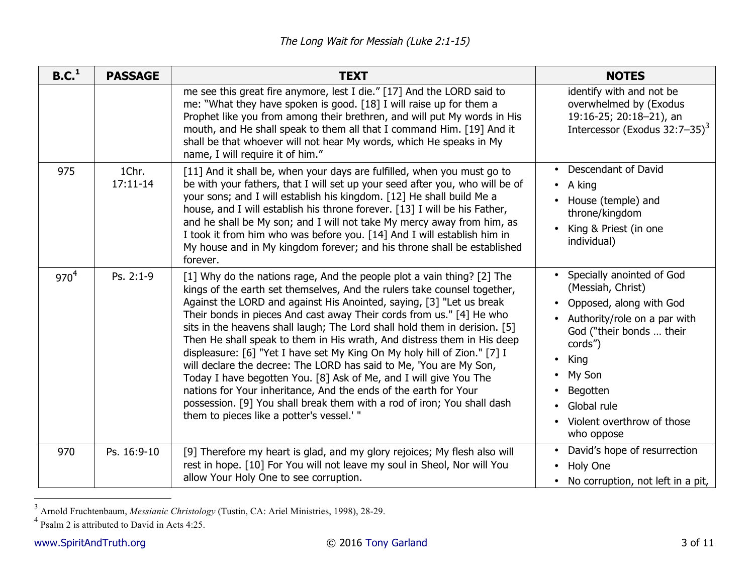| B.C.[1] | PASSAGE | TEXT | NOTES |
|---|---|---|---|
| | | me see this great fire anymore, lest I die." [17] And the LORD said to me: "What they have spoken is good. [18] I will raise up for them a Prophet like you from among their brethren, and will put My words in His mouth, and He shall speak to them all that I command Him. [19] And it shall be that whoever will not hear My words, which He speaks in My name, I will require it of him." | identify with and not be overwhelmed by (Exodus 19:16-25; 20:18–21), an Intercessor (Exodus 32:7–35)[3] |
| 975 | 1Chr. 17:11-14 | [11] And it shall be, when your days are fulfilled, when you must go to be with your fathers, that I will set up your seed after you, who will be of your sons; and I will establish his kingdom. [12] He shall build Me a house, and I will establish his throne forever. [13] I will be his Father, and he shall be My son; and I will not take My mercy away from him, as I took it from him who was before you. [14] And I will establish him in My house and in My kingdom forever; and his throne shall be established forever. | • Descendant of David<br>• A king<br>• House (temple) and throne/kingdom<br>• King & Priest (in one individual) |
| 970[4] | Ps. 2:1-9 | [1] Why do the nations rage, And the people plot a vain thing? [2] The kings of the earth set themselves, And the rulers take counsel together, Against the LORD and against His Anointed, saying, [3] "Let us break Their bonds in pieces And cast away Their cords from us." [4] He who sits in the heavens shall laugh; The Lord shall hold them in derision. [5] Then He shall speak to them in His wrath, And distress them in His deep displeasure: [6] "Yet I have set My King On My holy hill of Zion." [7] I will declare the decree: The LORD has said to Me, 'You are My Son, Today I have begotten You. [8] Ask of Me, and I will give You The nations for Your inheritance, And the ends of the earth for Your possession. [9] You shall break them with a rod of iron; You shall dash them to pieces like a potter's vessel.' " | • Specially anointed of God (Messiah, Christ)<br>• Opposed, along with God<br>• Authority/role on a par with God ("their bonds … their cords")<br>• King<br>• My Son<br>• Begotten<br>• Global rule<br>• Violent overthrow of those who oppose |
| 970 | Ps. 16:9-10 | [9] Therefore my heart is glad, and my glory rejoices; My flesh also will rest in hope. [10] For You will not leave my soul in Sheol, Nor will You allow Your Holy One to see corruption. | • David's hope of resurrection<br>• Holy One<br>• No corruption, not left in a pit, |

[3] Arnold Fruchtenbaum, *Messianic Christology* (Tustin, CA: Ariel Ministries, 1998), 28-29.

[4] Psalm 2 is attributed to David in Acts 4:25.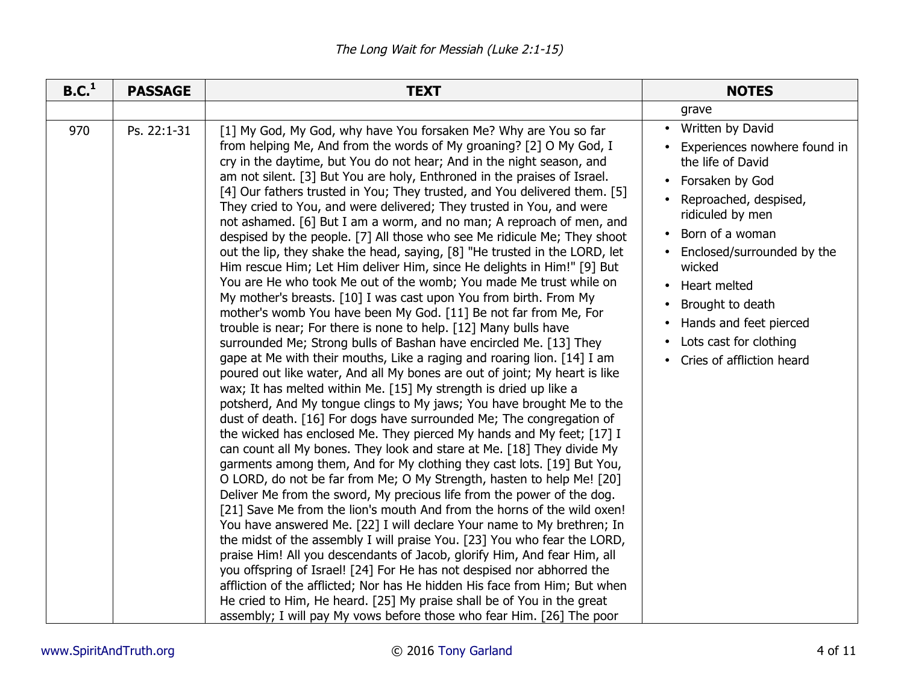| B.C.[1] | PASSAGE | TEXT | NOTES |
| --- | --- | --- | --- |
| | | | grave |
| 970 | Ps. 22:1-31 | [1] My God, My God, why have You forsaken Me? Why are You so far from helping Me, And from the words of My groaning? [2] O My God, I cry in the daytime, but You do not hear; And in the night season, and am not silent. [3] But You are holy, Enthroned in the praises of Israel. [4] Our fathers trusted in You; They trusted, and You delivered them. [5] They cried to You, and were delivered; They trusted in You, and were not ashamed. [6] But I am a worm, and no man; A reproach of men, and despised by the people. [7] All those who see Me ridicule Me; They shoot out the lip, they shake the head, saying, [8] "He trusted in the LORD, let Him rescue Him; Let Him deliver Him, since He delights in Him!" [9] But You are He who took Me out of the womb; You made Me trust while on My mother's breasts. [10] I was cast upon You from birth. From My mother's womb You have been My God. [11] Be not far from Me, For trouble is near; For there is none to help. [12] Many bulls have surrounded Me; Strong bulls of Bashan have encircled Me. [13] They gape at Me with their mouths, Like a raging and roaring lion. [14] I am poured out like water, And all My bones are out of joint; My heart is like wax; It has melted within Me. [15] My strength is dried up like a potsherd, And My tongue clings to My jaws; You have brought Me to the dust of death. [16] For dogs have surrounded Me; The congregation of the wicked has enclosed Me. They pierced My hands and My feet; [17] I can count all My bones. They look and stare at Me. [18] They divide My garments among them, And for My clothing they cast lots. [19] But You, O LORD, do not be far from Me; O My Strength, hasten to help Me! [20] Deliver Me from the sword, My precious life from the power of the dog. [21] Save Me from the lion's mouth And from the horns of the wild oxen! You have answered Me. [22] I will declare Your name to My brethren; In the midst of the assembly I will praise You. [23] You who fear the LORD, praise Him! All you descendants of Jacob, glorify Him, And fear Him, all you offspring of Israel! [24] For He has not despised nor abhorred the affliction of the afflicted; Nor has He hidden His face from Him; But when He cried to Him, He heard. [25] My praise shall be of You in the great assembly; I will pay My vows before those who fear Him. [26] The poor | • Written by David<br>• Experiences nowhere found in the life of David<br>• Forsaken by God<br>• Reproached, despised, ridiculed by men<br>• Born of a woman<br>• Enclosed/surrounded by the wicked<br>• Heart melted<br>• Brought to death<br>• Hands and feet pierced<br>• Lots cast for clothing<br>• Cries of affliction heard |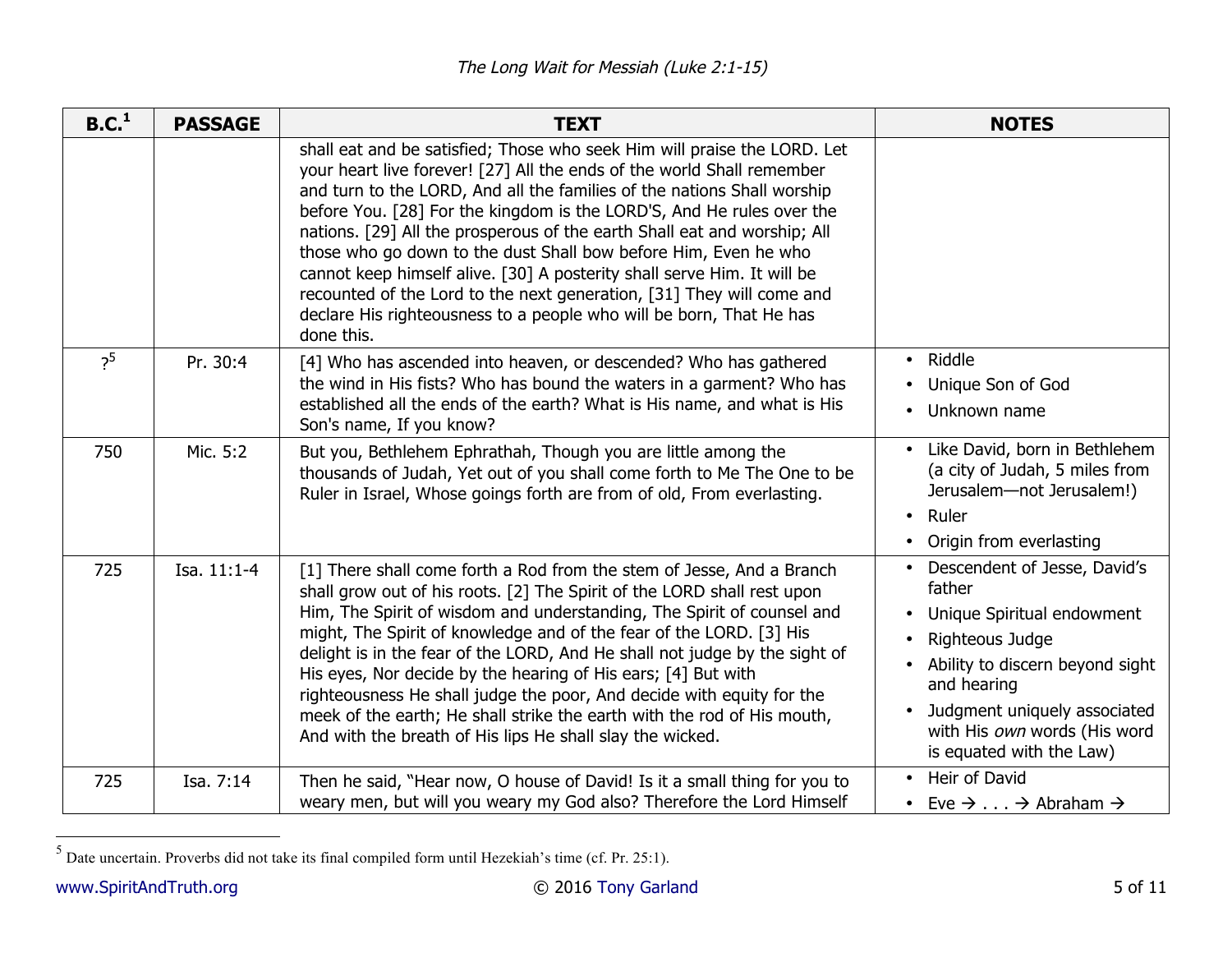| B.C.[1] | PASSAGE | TEXT | NOTES |
|---|---|---|---|
| | | shall eat and be satisfied; Those who seek Him will praise the LORD. Let your heart live forever! [27] All the ends of the world Shall remember and turn to the LORD, And all the families of the nations Shall worship before You. [28] For the kingdom is the LORD'S, And He rules over the nations. [29] All the prosperous of the earth Shall eat and worship; All those who go down to the dust Shall bow before Him, Even he who cannot keep himself alive. [30] A posterity shall serve Him. It will be recounted of the Lord to the next generation, [31] They will come and declare His righteousness to a people who will be born, That He has done this. | |
| ?[5] | Pr. 30:4 | [4] Who has ascended into heaven, or descended? Who has gathered the wind in His fists? Who has bound the waters in a garment? Who has established all the ends of the earth? What is His name, and what is His Son's name, If you know? | • Riddle<br>• Unique Son of God<br>• Unknown name |
| 750 | Mic. 5:2 | But you, Bethlehem Ephrathah, Though you are little among the thousands of Judah, Yet out of you shall come forth to Me The One to be Ruler in Israel, Whose goings forth are from of old, From everlasting. | • Like David, born in Bethlehem (a city of Judah, 5 miles from Jerusalem—not Jerusalem!)<br>• Ruler<br>• Origin from everlasting |
| 725 | Isa. 11:1-4 | [1] There shall come forth a Rod from the stem of Jesse, And a Branch shall grow out of his roots. [2] The Spirit of the LORD shall rest upon Him, The Spirit of wisdom and understanding, The Spirit of counsel and might, The Spirit of knowledge and of the fear of the LORD. [3] His delight is in the fear of the LORD, And He shall not judge by the sight of His eyes, Nor decide by the hearing of His ears; [4] But with righteousness He shall judge the poor, And decide with equity for the meek of the earth; He shall strike the earth with the rod of His mouth, And with the breath of His lips He shall slay the wicked. | • Descendent of Jesse, David's father<br>• Unique Spiritual endowment<br>• Righteous Judge<br>• Ability to discern beyond sight and hearing<br>• Judgment uniquely associated with His *own* words (His word is equated with the Law) |
| 725 | Isa. 7:14 | Then he said, "Hear now, O house of David! Is it a small thing for you to weary men, but will you weary my God also? Therefore the Lord Himself | • Heir of David<br>• Eve → . . . → Abraham → |

[5] Date uncertain. Proverbs did not take its final compiled form until Hezekiah's time (cf. Pr. 25:1).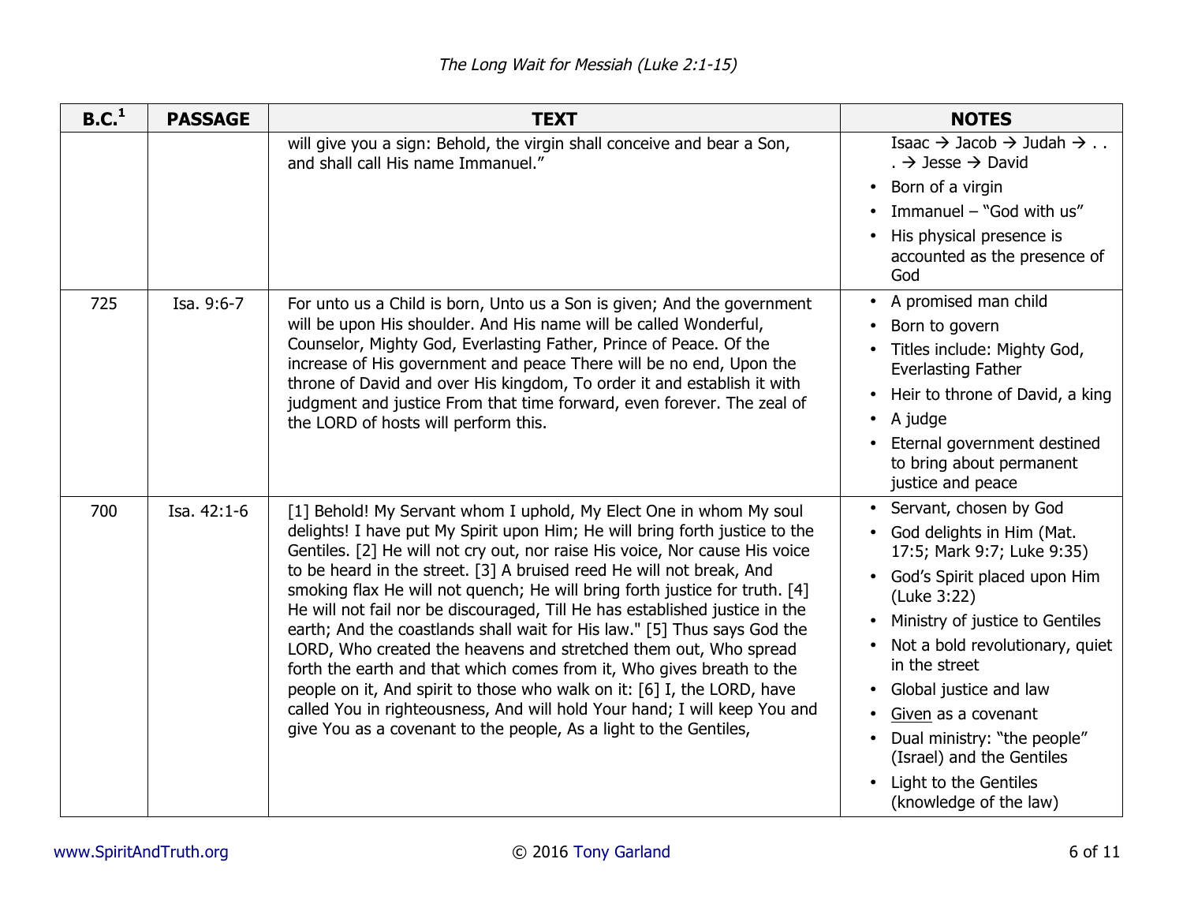| B.C.[1] | PASSAGE | TEXT | NOTES |
|---|---|---|---|
| | | will give you a sign: Behold, the virgin shall conceive and bear a Son, and shall call His name Immanuel." | Isaac → Jacob → Judah → . . . → Jesse → David<br>• Born of a virgin<br>• Immanuel – "God with us"<br>• His physical presence is accounted as the presence of God |
| 725 | Isa. 9:6-7 | For unto us a Child is born, Unto us a Son is given; And the government will be upon His shoulder. And His name will be called Wonderful, Counselor, Mighty God, Everlasting Father, Prince of Peace. Of the increase of His government and peace There will be no end, Upon the throne of David and over His kingdom, To order it and establish it with judgment and justice From that time forward, even forever. The zeal of the LORD of hosts will perform this. | • A promised man child<br>• Born to govern<br>• Titles include: Mighty God, Everlasting Father<br>• Heir to throne of David, a king<br>• A judge<br>• Eternal government destined to bring about permanent justice and peace |
| 700 | Isa. 42:1-6 | [1] Behold! My Servant whom I uphold, My Elect One in whom My soul delights! I have put My Spirit upon Him; He will bring forth justice to the Gentiles. [2] He will not cry out, nor raise His voice, Nor cause His voice to be heard in the street. [3] A bruised reed He will not break, And smoking flax He will not quench; He will bring forth justice for truth. [4] He will not fail nor be discouraged, Till He has established justice in the earth; And the coastlands shall wait for His law." [5] Thus says God the LORD, Who created the heavens and stretched them out, Who spread forth the earth and that which comes from it, Who gives breath to the people on it, And spirit to those who walk on it: [6] I, the LORD, have called You in righteousness, And will hold Your hand; I will keep You and give You as a covenant to the people, As a light to the Gentiles, | • Servant, chosen by God<br>• God delights in Him (Mat. 17:5; Mark 9:7; Luke 9:35)<br>• God's Spirit placed upon Him (Luke 3:22)<br>• Ministry of justice to Gentiles<br>• Not a bold revolutionary, quiet in the street<br>• Global justice and law<br>• <u>Given</u> as a covenant<br>• Dual ministry: "the people" (Israel) and the Gentiles<br>• Light to the Gentiles (knowledge of the law) |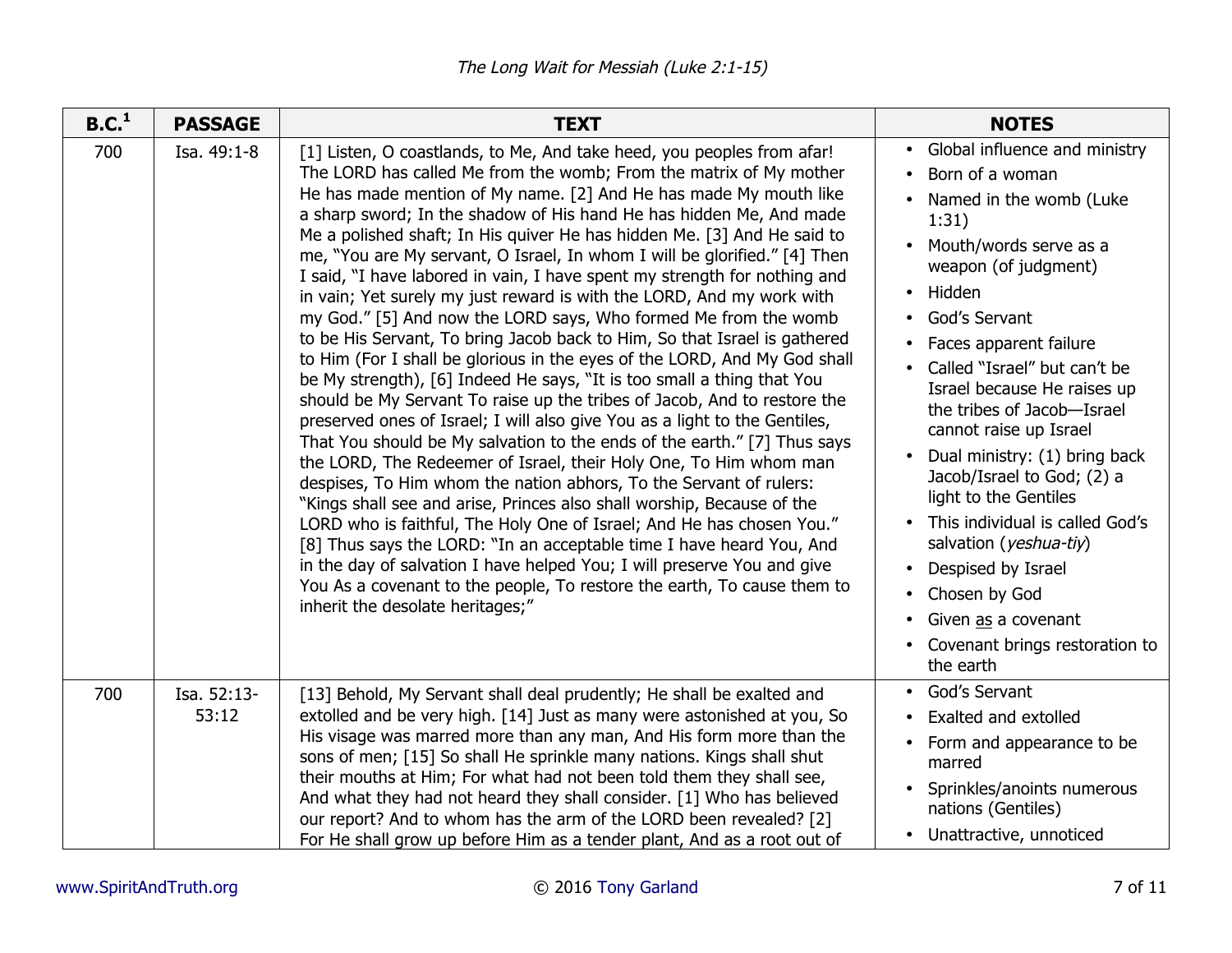| B.C.[1] | PASSAGE | TEXT | NOTES |
|---|---|---|---|
| 700 | Isa. 49:1-8 | [1] Listen, O coastlands, to Me, And take heed, you peoples from afar! The LORD has called Me from the womb; From the matrix of My mother He has made mention of My name. [2] And He has made My mouth like a sharp sword; In the shadow of His hand He has hidden Me, And made Me a polished shaft; In His quiver He has hidden Me. [3] And He said to me, "You are My servant, O Israel, In whom I will be glorified." [4] Then I said, "I have labored in vain, I have spent my strength for nothing and in vain; Yet surely my just reward is with the LORD, And my work with my God." [5] And now the LORD says, Who formed Me from the womb to be His Servant, To bring Jacob back to Him, So that Israel is gathered to Him (For I shall be glorious in the eyes of the LORD, And My God shall be My strength), [6] Indeed He says, "It is too small a thing that You should be My Servant To raise up the tribes of Jacob, And to restore the preserved ones of Israel; I will also give You as a light to the Gentiles, That You should be My salvation to the ends of the earth." [7] Thus says the LORD, The Redeemer of Israel, their Holy One, To Him whom man despises, To Him whom the nation abhors, To the Servant of rulers: "Kings shall see and arise, Princes also shall worship, Because of the LORD who is faithful, The Holy One of Israel; And He has chosen You." [8] Thus says the LORD: "In an acceptable time I have heard You, And in the day of salvation I have helped You; I will preserve You and give You As a covenant to the people, To restore the earth, To cause them to inherit the desolate heritages;" | • Global influence and ministry<br>• Born of a woman<br>• Named in the womb (Luke 1:31)<br>• Mouth/words serve as a weapon (of judgment)<br>• Hidden<br>• God's Servant<br>• Faces apparent failure<br>• Called "Israel" but can't be Israel because He raises up the tribes of Jacob—Israel cannot raise up Israel<br>• Dual ministry: (1) bring back Jacob/Israel to God; (2) a light to the Gentiles<br>• This individual is called God's salvation (*yeshua-tiy*)<br>• Despised by Israel<br>• Chosen by God<br>• Given as a covenant<br>• Covenant brings restoration to the earth |
| 700 | Isa. 52:13-53:12 | [13] Behold, My Servant shall deal prudently; He shall be exalted and extolled and be very high. [14] Just as many were astonished at you, So His visage was marred more than any man, And His form more than the sons of men; [15] So shall He sprinkle many nations. Kings shall shut their mouths at Him; For what had not been told them they shall see, And what they had not heard they shall consider. [1] Who has believed our report? And to whom has the arm of the LORD been revealed? [2] For He shall grow up before Him as a tender plant, And as a root out of | • God's Servant<br>• Exalted and extolled<br>• Form and appearance to be marred<br>• Sprinkles/anoints numerous nations (Gentiles)<br>• Unattractive, unnoticed |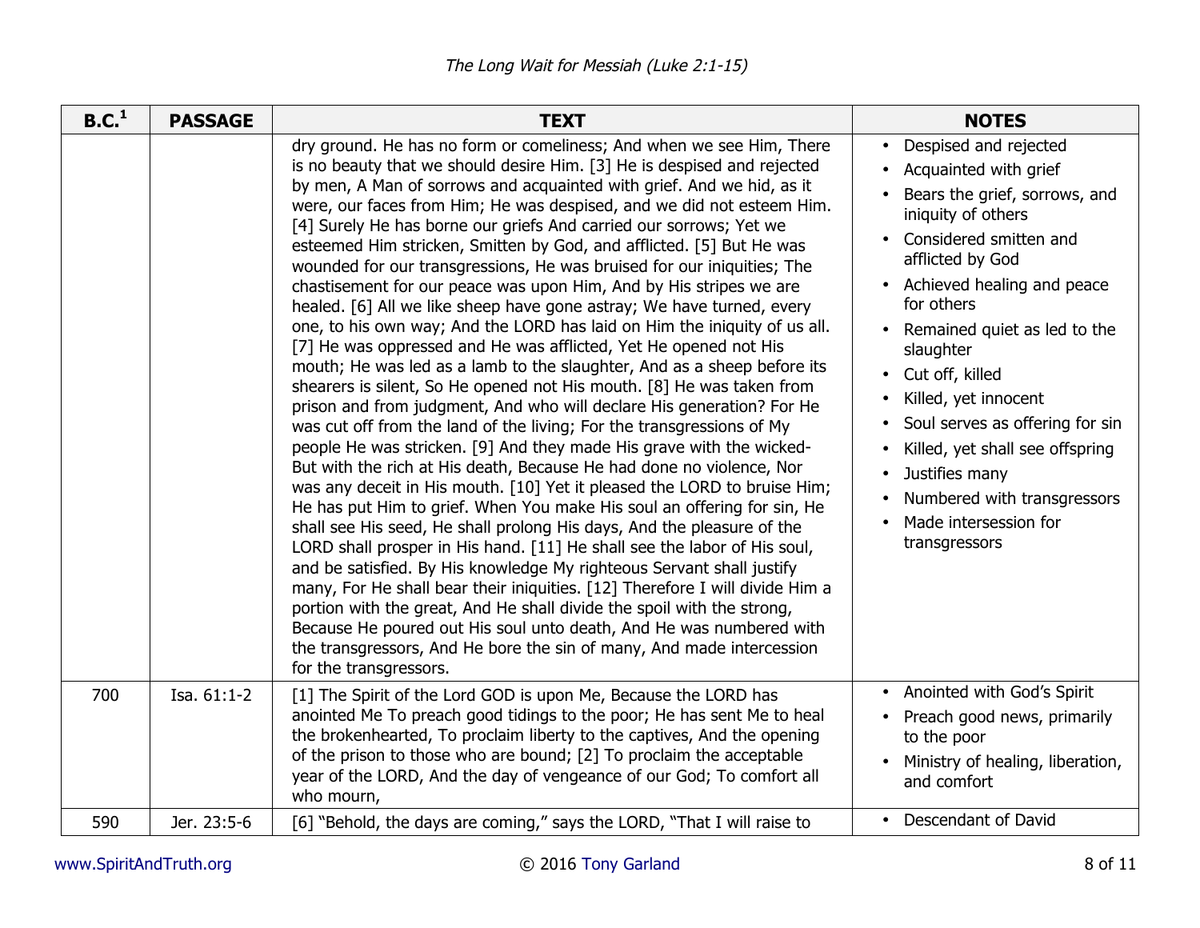| B.C.[1] | PASSAGE | TEXT | NOTES |
|---|---|---|---|
| | | dry ground. He has no form or comeliness; And when we see Him, There is no beauty that we should desire Him. [3] He is despised and rejected by men, A Man of sorrows and acquainted with grief. And we hid, as it were, our faces from Him; He was despised, and we did not esteem Him. [4] Surely He has borne our griefs And carried our sorrows; Yet we esteemed Him stricken, Smitten by God, and afflicted. [5] But He was wounded for our transgressions, He was bruised for our iniquities; The chastisement for our peace was upon Him, And by His stripes we are healed. [6] All we like sheep have gone astray; We have turned, every one, to his own way; And the LORD has laid on Him the iniquity of us all. [7] He was oppressed and He was afflicted, Yet He opened not His mouth; He was led as a lamb to the slaughter, And as a sheep before its shearers is silent, So He opened not His mouth. [8] He was taken from prison and from judgment, And who will declare His generation? For He was cut off from the land of the living; For the transgressions of My people He was stricken. [9] And they made His grave with the wicked- But with the rich at His death, Because He had done no violence, Nor was any deceit in His mouth. [10] Yet it pleased the LORD to bruise Him; He has put Him to grief. When You make His soul an offering for sin, He shall see His seed, He shall prolong His days, And the pleasure of the LORD shall prosper in His hand. [11] He shall see the labor of His soul, and be satisfied. By His knowledge My righteous Servant shall justify many, For He shall bear their iniquities. [12] Therefore I will divide Him a portion with the great, And He shall divide the spoil with the strong, Because He poured out His soul unto death, And He was numbered with the transgressors, And He bore the sin of many, And made intercession for the transgressors. | • Despised and rejected<br>• Acquainted with grief<br>• Bears the grief, sorrows, and iniquity of others<br>• Considered smitten and afflicted by God<br>• Achieved healing and peace for others<br>• Remained quiet as led to the slaughter<br>• Cut off, killed<br>• Killed, yet innocent<br>• Soul serves as offering for sin<br>• Killed, yet shall see offspring<br>• Justifies many<br>• Numbered with transgressors<br>• Made intersession for transgressors |
| 700 | Isa. 61:1-2 | [1] The Spirit of the Lord GOD is upon Me, Because the LORD has anointed Me To preach good tidings to the poor; He has sent Me to heal the brokenhearted, To proclaim liberty to the captives, And the opening of the prison to those who are bound; [2] To proclaim the acceptable year of the LORD, And the day of vengeance of our God; To comfort all who mourn, | • Anointed with God's Spirit<br>• Preach good news, primarily to the poor<br>• Ministry of healing, liberation, and comfort |
| 590 | Jer. 23:5-6 | [6] "Behold, the days are coming," says the LORD, "That I will raise to | • Descendant of David |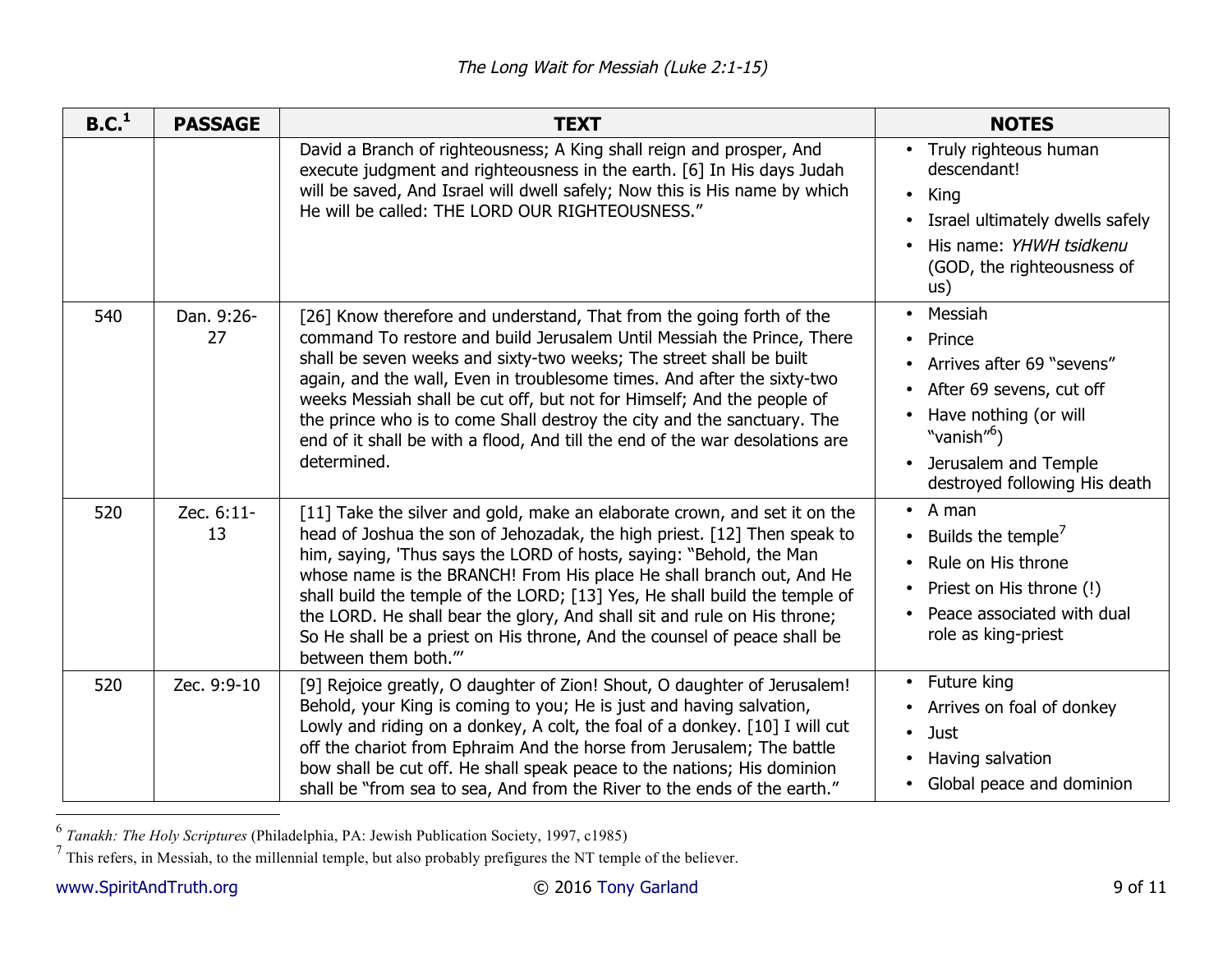| B.C.[1] | PASSAGE | TEXT | NOTES |
|---|---|---|---|
| | | David a Branch of righteousness; A King shall reign and prosper, And execute judgment and righteousness in the earth. [6] In His days Judah will be saved, And Israel will dwell safely; Now this is His name by which He will be called: THE LORD OUR RIGHTEOUSNESS." | • Truly righteous human descendant!<br>• King<br>• Israel ultimately dwells safely<br>• His name: *YHWH tsidkenu* (GOD, the righteousness of us) |
| 540 | Dan. 9:26-27 | [26] Know therefore and understand, That from the going forth of the command To restore and build Jerusalem Until Messiah the Prince, There shall be seven weeks and sixty-two weeks; The street shall be built again, and the wall, Even in troublesome times. And after the sixty-two weeks Messiah shall be cut off, but not for Himself; And the people of the prince who is to come Shall destroy the city and the sanctuary. The end of it shall be with a flood, And till the end of the war desolations are determined. | • Messiah<br>• Prince<br>• Arrives after 69 "sevens"<br>• After 69 sevens, cut off<br>• Have nothing (or will "vanish"[6])<br>• Jerusalem and Temple destroyed following His death |
| 520 | Zec. 6:11-13 | [11] Take the silver and gold, make an elaborate crown, and set it on the head of Joshua the son of Jehozadak, the high priest. [12] Then speak to him, saying, 'Thus says the LORD of hosts, saying: "Behold, the Man whose name is the BRANCH! From His place He shall branch out, And He shall build the temple of the LORD; [13] Yes, He shall build the temple of the LORD. He shall bear the glory, And shall sit and rule on His throne; So He shall be a priest on His throne, And the counsel of peace shall be between them both."' | • A man<br>• Builds the temple[7]<br>• Rule on His throne<br>• Priest on His throne (!)<br>• Peace associated with dual role as king-priest |
| 520 | Zec. 9:9-10 | [9] Rejoice greatly, O daughter of Zion! Shout, O daughter of Jerusalem! Behold, your King is coming to you; He is just and having salvation, Lowly and riding on a donkey, A colt, the foal of a donkey. [10] I will cut off the chariot from Ephraim And the horse from Jerusalem; The battle bow shall be cut off. He shall speak peace to the nations; His dominion shall be "from sea to sea, And from the River to the ends of the earth." | • Future king<br>• Arrives on foal of donkey<br>• Just<br>• Having salvation<br>• Global peace and dominion |

[6] *Tanakh: The Holy Scriptures* (Philadelphia, PA: Jewish Publication Society, 1997, c1985)

[7] This refers, in Messiah, to the millennial temple, but also probably prefigures the NT temple of the believer.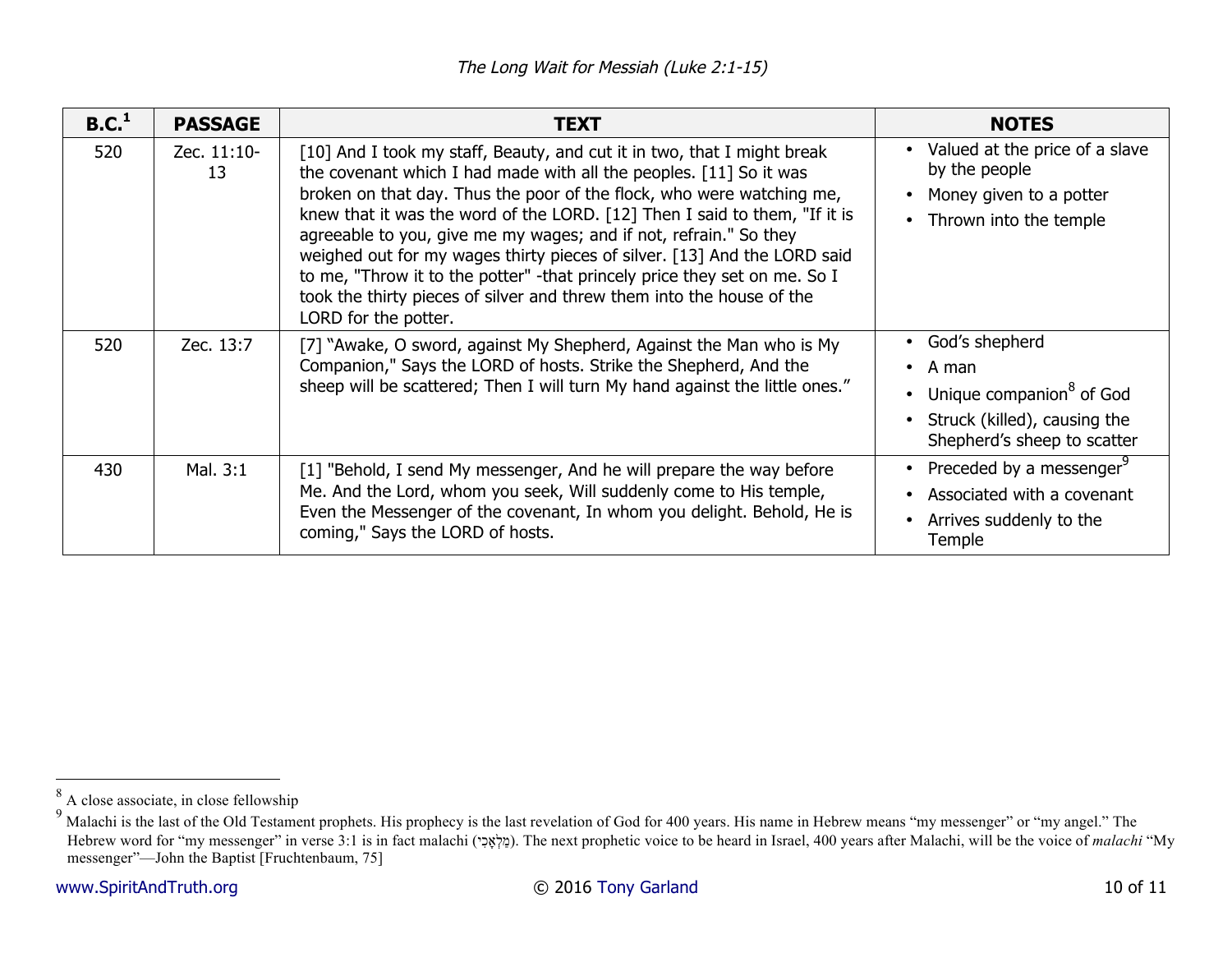| B.C.[1] | PASSAGE | TEXT | NOTES |
|---|---|---|---|
| 520 | Zec. 11:10-13 | [10] And I took my staff, Beauty, and cut it in two, that I might break the covenant which I had made with all the peoples. [11] So it was broken on that day. Thus the poor of the flock, who were watching me, knew that it was the word of the LORD. [12] Then I said to them, "If it is agreeable to you, give me my wages; and if not, refrain." So they weighed out for my wages thirty pieces of silver. [13] And the LORD said to me, "Throw it to the potter" -that princely price they set on me. So I took the thirty pieces of silver and threw them into the house of the LORD for the potter. | • Valued at the price of a slave by the people<br>• Money given to a potter<br>• Thrown into the temple |
| 520 | Zec. 13:7 | [7] “Awake, O sword, against My Shepherd, Against the Man who is My Companion," Says the LORD of hosts. Strike the Shepherd, And the sheep will be scattered; Then I will turn My hand against the little ones.” | • God’s shepherd<br>• A man<br>• Unique companion[8] of God<br>• Struck (killed), causing the Shepherd’s sheep to scatter |
| 430 | Mal. 3:1 | [1] "Behold, I send My messenger, And he will prepare the way before Me. And the Lord, whom you seek, Will suddenly come to His temple, Even the Messenger of the covenant, In whom you delight. Behold, He is coming," Says the LORD of hosts. | • Preceded by a messenger[9]<br>• Associated with a covenant<br>• Arrives suddenly to the Temple |

[8] A close associate, in close fellowship

[9] Malachi is the last of the Old Testament prophets. His prophecy is the last revelation of God for 400 years. His name in Hebrew means “my messenger” or “my angel.” The Hebrew word for “my messenger” in verse 3:1 is in fact malachi (מַלְאָכִי). The next prophetic voice to be heard in Israel, 400 years after Malachi, will be the voice of *malachi* “My messenger”—John the Baptist [Fruchtenbaum, 75]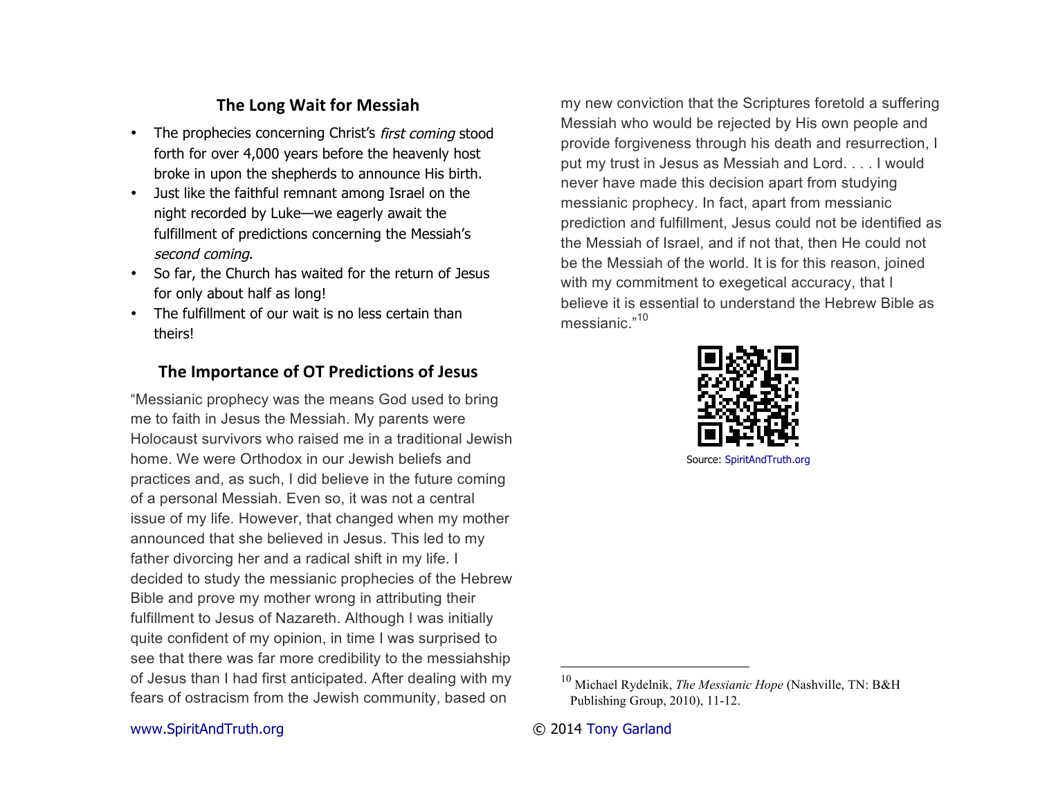## The Long Wait for Messiah

- The prophecies concerning Christ's *first coming* stood forth for over 4,000 years before the heavenly host broke in upon the shepherds to announce His birth.
- Just like the faithful remnant among Israel on the night recorded by Luke—we eagerly await the fulfillment of predictions concerning the Messiah's *second coming*.
- So far, the Church has waited for the return of Jesus for only about half as long!
- The fulfillment of our wait is no less certain than theirs!

## The Importance of OT Predictions of Jesus

"Messianic prophecy was the means God used to bring me to faith in Jesus the Messiah. My parents were Holocaust survivors who raised me in a traditional Jewish home. We were Orthodox in our Jewish beliefs and practices and, as such, I did believe in the future coming of a personal Messiah. Even so, it was not a central issue of my life. However, that changed when my mother announced that she believed in Jesus. This led to my father divorcing her and a radical shift in my life. I decided to study the messianic prophecies of the Hebrew Bible and prove my mother wrong in attributing their fulfillment to Jesus of Nazareth. Although I was initially quite confident of my opinion, in time I was surprised to see that there was far more credibility to the messiahship of Jesus than I had first anticipated. After dealing with my fears of ostracism from the Jewish community, based on my new conviction that the Scriptures foretold a suffering Messiah who would be rejected by His own people and provide forgiveness through his death and resurrection, I put my trust in Jesus as Messiah and Lord. . . . I would never have made this decision apart from studying messianic prophecy. In fact, apart from messianic prediction and fulfillment, Jesus could not be identified as the Messiah of Israel, and if not that, then He could not be the Messiah of the world. It is for this reason, joined with my commitment to exegetical accuracy, that I believe it is essential to understand the Hebrew Bible as messianic."[10]

Source: SpiritAndTruth.org

[10] Michael Rydelnik, *The Messianic Hope* (Nashville, TN: B&H Publishing Group, 2010), 11-12.